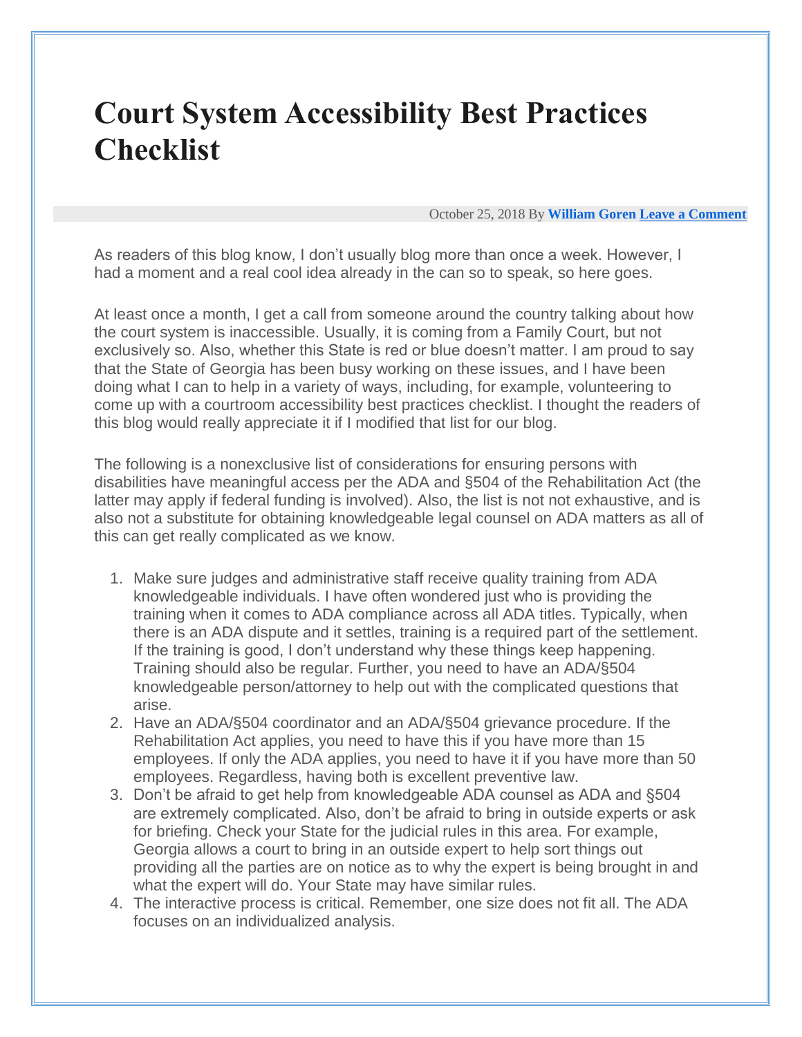# Court System Accessibility Best Practices Checklist

October 25, 2018 By **William Goren** Leave a Comment

As readers of this blog know, I don't usually blog more than once a week. However, I had a moment and a real cool idea already in the can so to speak, so here goes.

At least once a month, I get a call from someone around the country talking about how the court system is inaccessible. Usually, it is coming from a Family Court, but not exclusively so. Also, whether this State is red or blue doesn't matter. I am proud to say that the State of Georgia has been busy working on these issues, and I have been doing what I can to help in a variety of ways, including, for example, volunteering to come up with a courtroom accessibility best practices checklist. I thought the readers of this blog would really appreciate it if I modified that list for our blog.

The following is a nonexclusive list of considerations for ensuring persons with disabilities have meaningful access per the ADA and §504 of the Rehabilitation Act (the latter may apply if federal funding is involved). Also, the list is not not exhaustive, and is also not a substitute for obtaining knowledgeable legal counsel on ADA matters as all of this can get really complicated as we know.

1. Make sure judges and administrative staff receive quality training from ADA knowledgeable individuals. I have often wondered just who is providing the training when it comes to ADA compliance across all ADA titles. Typically, when there is an ADA dispute and it settles, training is a required part of the settlement. If the training is good, I don't understand why these things keep happening. Training should also be regular. Further, you need to have an ADA/§504 knowledgeable person/attorney to help out with the complicated questions that arise.
2. Have an ADA/§504 coordinator and an ADA/§504 grievance procedure. If the Rehabilitation Act applies, you need to have this if you have more than 15 employees. If only the ADA applies, you need to have it if you have more than 50 employees. Regardless, having both is excellent preventive law.
3. Don't be afraid to get help from knowledgeable ADA counsel as ADA and §504 are extremely complicated. Also, don't be afraid to bring in outside experts or ask for briefing. Check your State for the judicial rules in this area. For example, Georgia allows a court to bring in an outside expert to help sort things out providing all the parties are on notice as to why the expert is being brought in and what the expert will do. Your State may have similar rules.
4. The interactive process is critical. Remember, one size does not fit all. The ADA focuses on an individualized analysis.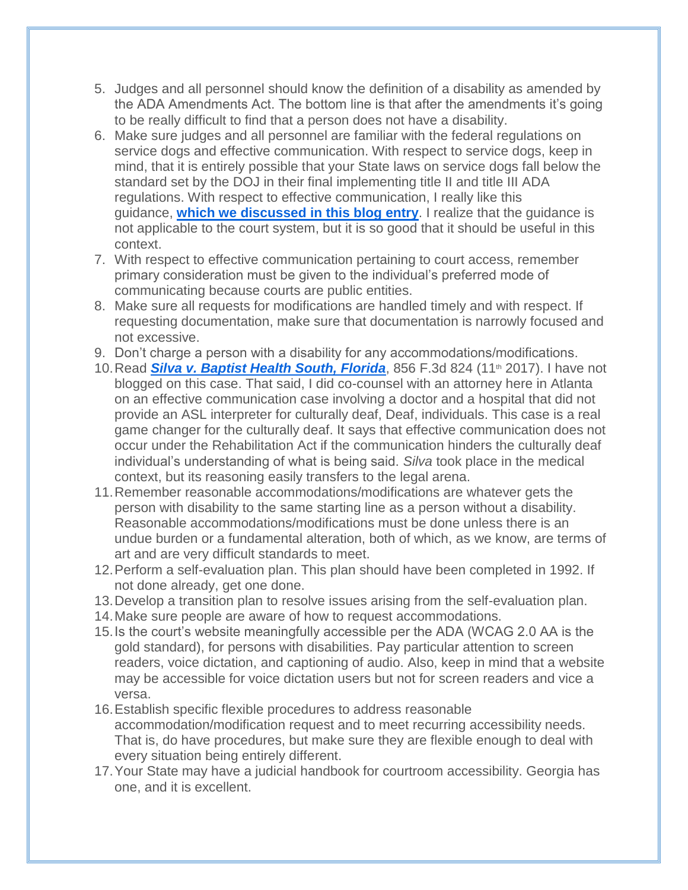5. Judges and all personnel should know the definition of a disability as amended by the ADA Amendments Act. The bottom line is that after the amendments it's going to be really difficult to find that a person does not have a disability.
6. Make sure judges and all personnel are familiar with the federal regulations on service dogs and effective communication. With respect to service dogs, keep in mind, that it is entirely possible that your State laws on service dogs fall below the standard set by the DOJ in their final implementing title II and title III ADA regulations. With respect to effective communication, I really like this guidance, **which we discussed in this blog entry**. I realize that the guidance is not applicable to the court system, but it is so good that it should be useful in this context.
7. With respect to effective communication pertaining to court access, remember primary consideration must be given to the individual's preferred mode of communicating because courts are public entities.
8. Make sure all requests for modifications are handled timely and with respect. If requesting documentation, make sure that documentation is narrowly focused and not excessive.
9. Don't charge a person with a disability for any accommodations/modifications.
10. Read ***Silva v. Baptist Health South, Florida***, 856 F.3d 824 (11th 2017). I have not blogged on this case. That said, I did co-counsel with an attorney here in Atlanta on an effective communication case involving a doctor and a hospital that did not provide an ASL interpreter for culturally deaf, Deaf, individuals. This case is a real game changer for the culturally deaf. It says that effective communication does not occur under the Rehabilitation Act if the communication hinders the culturally deaf individual's understanding of what is being said. *Silva* took place in the medical context, but its reasoning easily transfers to the legal arena.
11. Remember reasonable accommodations/modifications are whatever gets the person with disability to the same starting line as a person without a disability. Reasonable accommodations/modifications must be done unless there is an undue burden or a fundamental alteration, both of which, as we know, are terms of art and are very difficult standards to meet.
12. Perform a self-evaluation plan. This plan should have been completed in 1992. If not done already, get one done.
13. Develop a transition plan to resolve issues arising from the self-evaluation plan.
14. Make sure people are aware of how to request accommodations.
15. Is the court's website meaningfully accessible per the ADA (WCAG 2.0 AA is the gold standard), for persons with disabilities. Pay particular attention to screen readers, voice dictation, and captioning of audio. Also, keep in mind that a website may be accessible for voice dictation users but not for screen readers and vice a versa.
16. Establish specific flexible procedures to address reasonable accommodation/modification request and to meet recurring accessibility needs. That is, do have procedures, but make sure they are flexible enough to deal with every situation being entirely different.
17. Your State may have a judicial handbook for courtroom accessibility. Georgia has one, and it is excellent.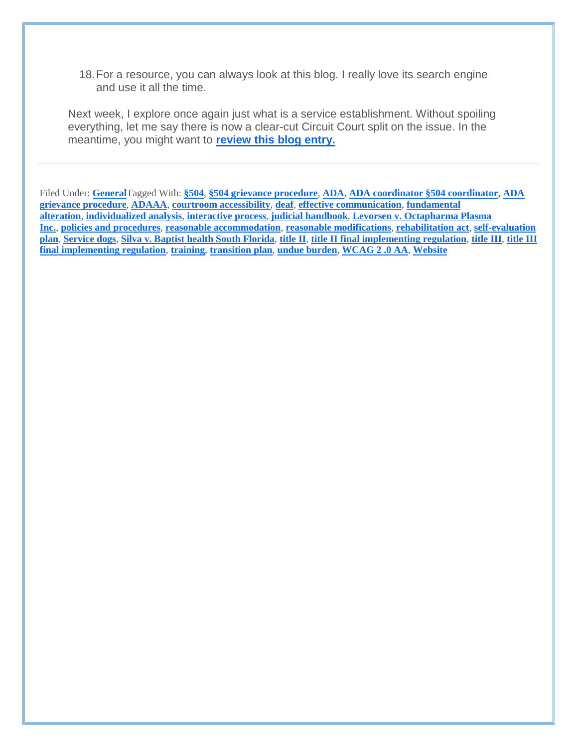18. For a resource, you can always look at this blog. I really love its search engine and use it all the time.

Next week, I explore once again just what is a service establishment. Without spoiling everything, let me say there is now a clear-cut Circuit Court split on the issue. In the meantime, you might want to **review this blog entry.**

---

Filed Under: **General**Tagged With: **§504**, **§504 grievance procedure**, **ADA**, **ADA coordinator §504 coordinator**, **ADA grievance procedure**, **ADAAA**, **courtroom accessibility**, **deaf**, **effective communication**, **fundamental alteration**, **individualized analysis**, **interactive process**, **judicial handbook**, **Levorsen v. Octapharma Plasma Inc.**, **policies and procedures**, **reasonable accommodation**, **reasonable modifications**, **rehabilitation act**, **self-evaluation plan**, **Service dogs**, **Silva v. Baptist health South Florida**, **title II**, **title II final implementing regulation**, **title III**, **title III final implementing regulation**, **training**, **transition plan**, **undue burden**, **WCAG 2 .0 AA**, **Website**